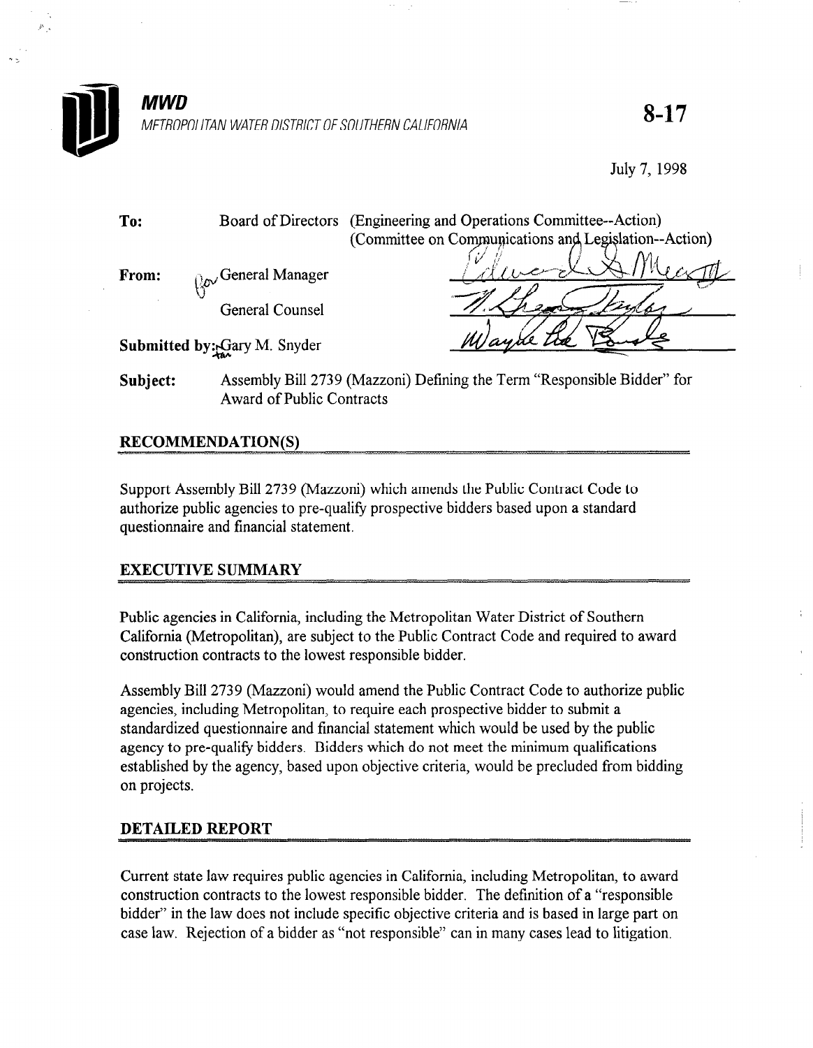**MWD**

METROPOLITAN WATER DISTRICT OF SOUTHERN CALIFORNIA

**8-17**

July 7, 1998

**To:** Board of Directors (Engineering and Operations Committee--Action)
(Committee on Communications and Legislation--Action)

**From:** General Manager

General Counsel

**Submitted by:** Gary M. Snyder

**Subject:** Assembly Bill 2739 (Mazzoni) Defining the Term "Responsible Bidder" for Award of Public Contracts

## RECOMMENDATION(S)

Support Assembly Bill 2739 (Mazzoni) which amends the Public Contract Code to authorize public agencies to pre-qualify prospective bidders based upon a standard questionnaire and financial statement.

## EXECUTIVE SUMMARY

Public agencies in California, including the Metropolitan Water District of Southern California (Metropolitan), are subject to the Public Contract Code and required to award construction contracts to the lowest responsible bidder.

Assembly Bill 2739 (Mazzoni) would amend the Public Contract Code to authorize public agencies, including Metropolitan, to require each prospective bidder to submit a standardized questionnaire and financial statement which would be used by the public agency to pre-qualify bidders. Bidders which do not meet the minimum qualifications established by the agency, based upon objective criteria, would be precluded from bidding on projects.

## DETAILED REPORT

Current state law requires public agencies in California, including Metropolitan, to award construction contracts to the lowest responsible bidder. The definition of a "responsible bidder" in the law does not include specific objective criteria and is based in large part on case law. Rejection of a bidder as "not responsible" can in many cases lead to litigation.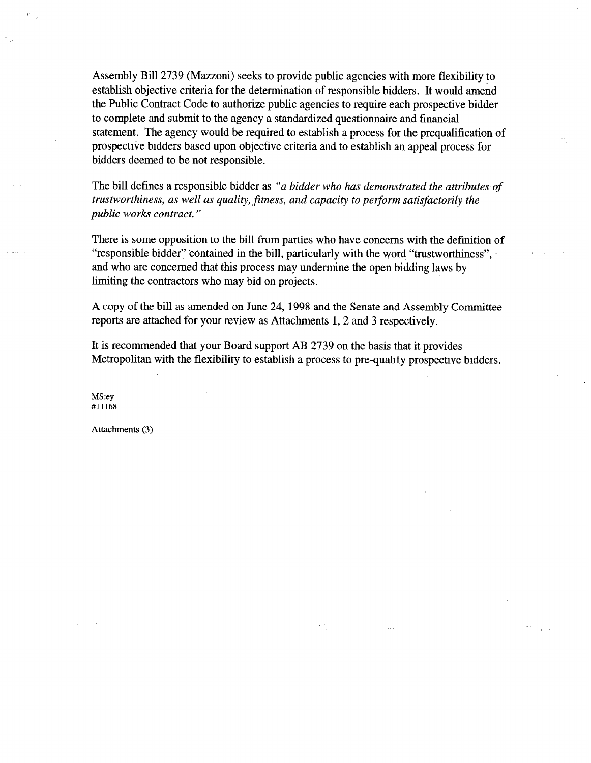Assembly Bill 2739 (Mazzoni) seeks to provide public agencies with more flexibility to establish objective criteria for the determination of responsible bidders. It would amend the Public Contract Code to authorize public agencies to require each prospective bidder to complete and submit to the agency a standardized questionnaire and financial statement. The agency would be required to establish a process for the prequalification of prospective bidders based upon objective criteria and to establish an appeal process for bidders deemed to be not responsible.

The bill defines a responsible bidder as *"a bidder who has demonstrated the attributes of trustworthiness, as well as quality, fitness, and capacity to perform satisfactorily the public works contract."*

There is some opposition to the bill from parties who have concerns with the definition of "responsible bidder" contained in the bill, particularly with the word "trustworthiness", and who are concerned that this process may undermine the open bidding laws by limiting the contractors who may bid on projects.

A copy of the bill as amended on June 24, 1998 and the Senate and Assembly Committee reports are attached for your review as Attachments 1, 2 and 3 respectively.

It is recommended that your Board support AB 2739 on the basis that it provides Metropolitan with the flexibility to establish a process to pre-qualify prospective bidders.

MS:ey
#11168

Attachments (3)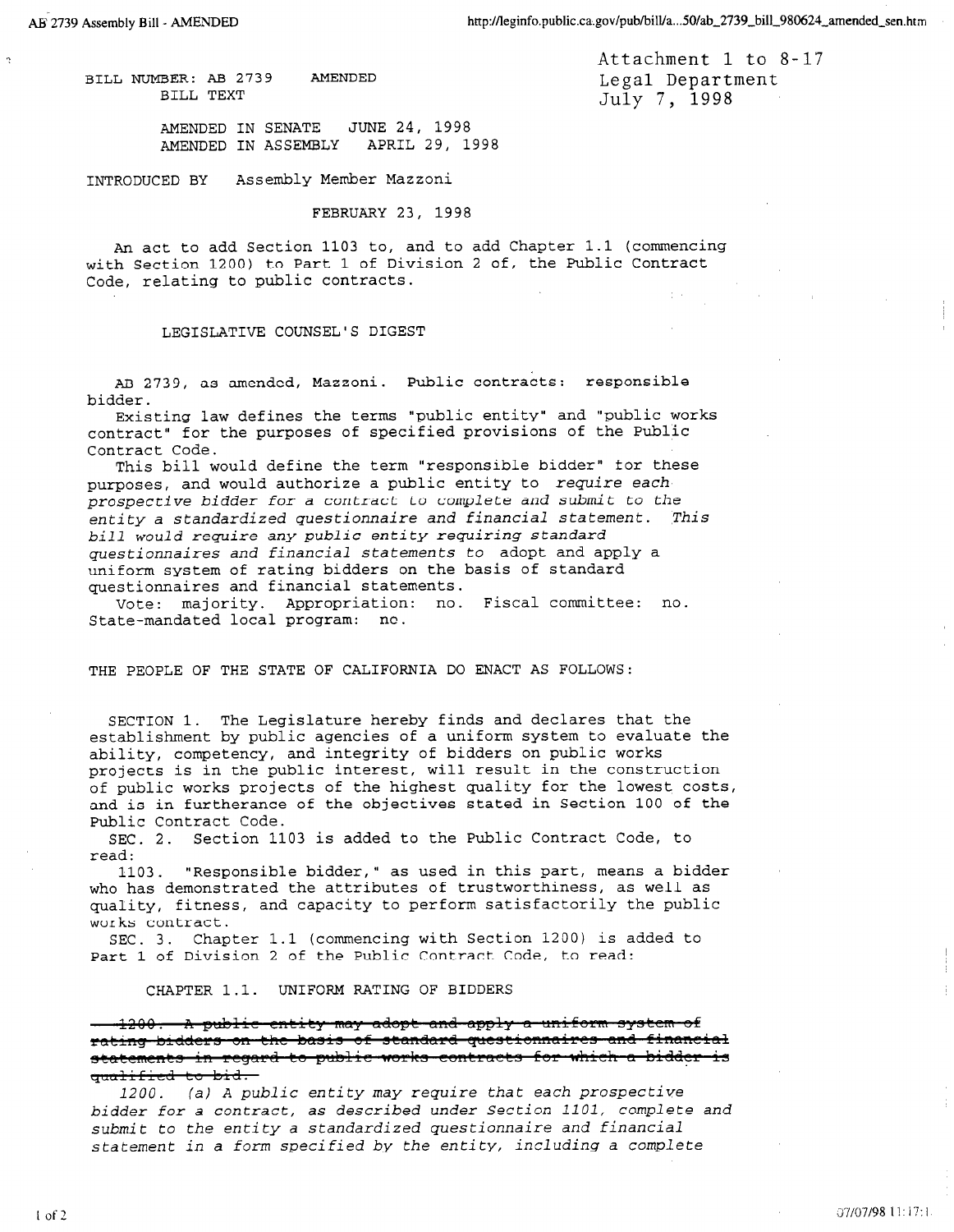BILL NUMBER: AB 2739 AMENDED
BILL TEXT

Attachment 1 to 8-17
Legal Department
July 7, 1998

AMENDED IN SENATE JUNE 24, 1998
AMENDED IN ASSEMBLY APRIL 29, 1998

INTRODUCED BY Assembly Member Mazzoni

FEBRUARY 23, 1998

An act to add Section 1103 to, and to add Chapter 1.1 (commencing with Section 1200) to Part 1 of Division 2 of, the Public Contract Code, relating to public contracts.

LEGISLATIVE COUNSEL'S DIGEST

AB 2739, as amended, Mazzoni. Public contracts: responsible bidder.

Existing law defines the terms "public entity" and "public works contract" for the purposes of specified provisions of the Public Contract Code.

This bill would define the term "responsible bidder" for these purposes, and would authorize a public entity to *require each prospective bidder for a contract to complete and submit to the entity a standardized questionnaire and financial statement. This bill would require any public entity requiring standard questionnaires and financial statements to* adopt and apply a uniform system of rating bidders on the basis of standard questionnaires and financial statements.

Vote: majority. Appropriation: no. Fiscal committee: no. State-mandated local program: no.

THE PEOPLE OF THE STATE OF CALIFORNIA DO ENACT AS FOLLOWS:

SECTION 1. The Legislature hereby finds and declares that the establishment by public agencies of a uniform system to evaluate the ability, competency, and integrity of bidders on public works projects is in the public interest, will result in the construction of public works projects of the highest quality for the lowest costs, and is in furtherance of the objectives stated in Section 100 of the Public Contract Code.

SEC. 2. Section 1103 is added to the Public Contract Code, to read:

1103. "Responsible bidder," as used in this part, means a bidder who has demonstrated the attributes of trustworthiness, as well as quality, fitness, and capacity to perform satisfactorily the public works contract.

SEC. 3. Chapter 1.1 (commencing with Section 1200) is added to Part 1 of Division 2 of the Public Contract Code, to read:

CHAPTER 1.1. UNIFORM RATING OF BIDDERS

~~1200. A public entity may adopt and apply a uniform system of rating bidders on the basis of standard questionnaires and financial statements in regard to public works contracts for which a bidder is qualified to bid.~~

*1200. (a) A public entity may require that each prospective bidder for a contract, as described under Section 1101, complete and submit to the entity a standardized questionnaire and financial statement in a form specified by the entity, including a complete*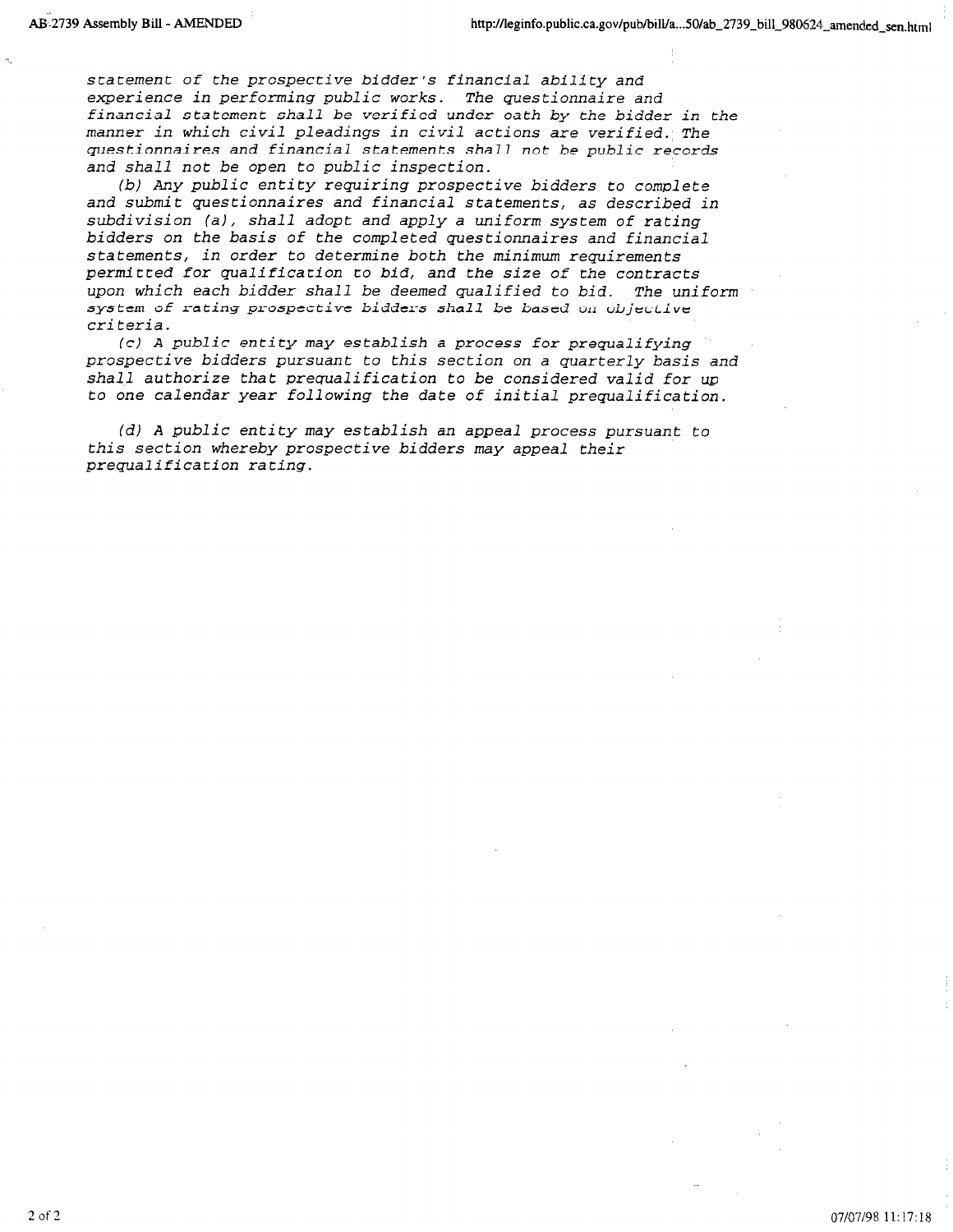*statement of the prospective bidder's financial ability and experience in performing public works. The questionnaire and financial statement shall be verified under oath by the bidder in the manner in which civil pleadings in civil actions are verified. The questionnaires and financial statements shall not be public records and shall not be open to public inspection.*

*(b) Any public entity requiring prospective bidders to complete and submit questionnaires and financial statements, as described in subdivision (a), shall adopt and apply a uniform system of rating bidders on the basis of the completed questionnaires and financial statements, in order to determine both the minimum requirements permitted for qualification to bid, and the size of the contracts upon which each bidder shall be deemed qualified to bid. The uniform system of rating prospective bidders shall be based on objective criteria.*

*(c) A public entity may establish a process for prequalifying prospective bidders pursuant to this section on a quarterly basis and shall authorize that prequalification to be considered valid for up to one calendar year following the date of initial prequalification.*

*(d) A public entity may establish an appeal process pursuant to this section whereby prospective bidders may appeal their prequalification rating.*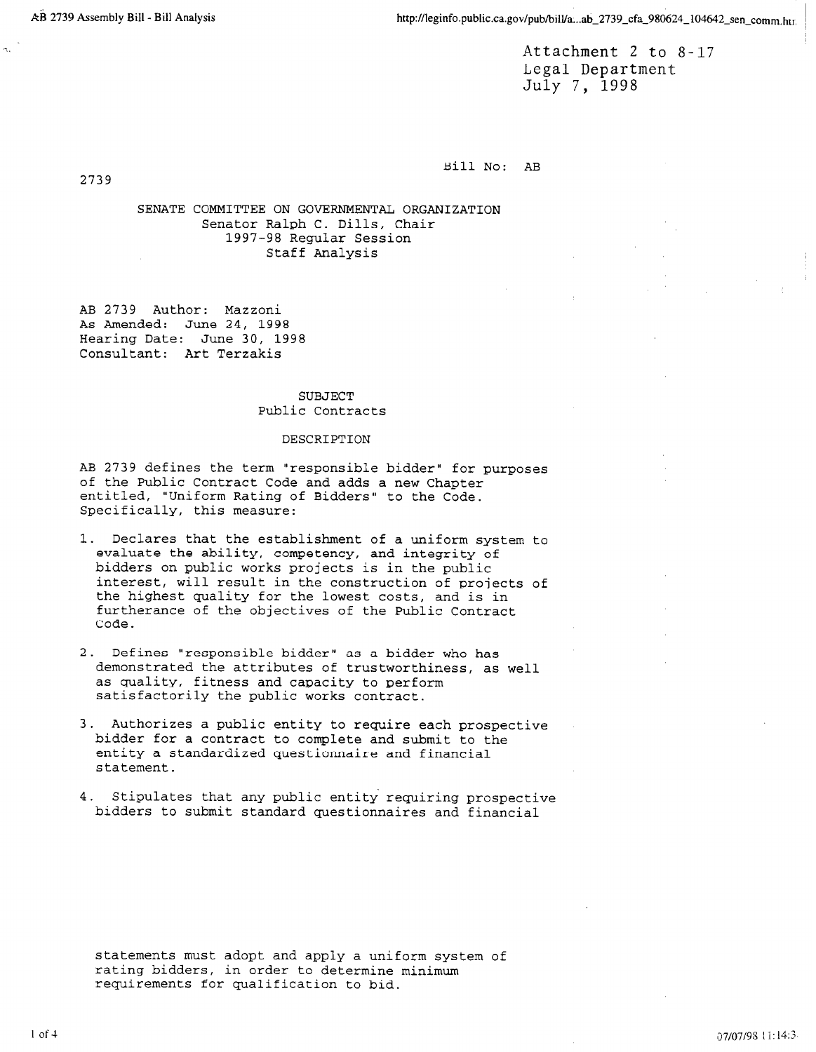Attachment 2 to 8-17
Legal Department
July 7, 1998

Bill No: AB 2739

SENATE COMMITTEE ON GOVERNMENTAL ORGANIZATION
Senator Ralph C. Dills, Chair
1997-98 Regular Session
Staff Analysis

AB 2739 Author: Mazzoni
As Amended: June 24, 1998
Hearing Date: June 30, 1998
Consultant: Art Terzakis

SUBJECT
Public Contracts

DESCRIPTION

AB 2739 defines the term "responsible bidder" for purposes of the Public Contract Code and adds a new Chapter entitled, "Uniform Rating of Bidders" to the Code. Specifically, this measure:

1. Declares that the establishment of a uniform system to evaluate the ability, competency, and integrity of bidders on public works projects is in the public interest, will result in the construction of projects of the highest quality for the lowest costs, and is in furtherance of the objectives of the Public Contract Code.

2. Defines "responsible bidder" as a bidder who has demonstrated the attributes of trustworthiness, as well as quality, fitness and capacity to perform satisfactorily the public works contract.

3. Authorizes a public entity to require each prospective bidder for a contract to complete and submit to the entity a standardized questionnaire and financial statement.

4. Stipulates that any public entity requiring prospective bidders to submit standard questionnaires and financial statements must adopt and apply a uniform system of rating bidders, in order to determine minimum requirements for qualification to bid.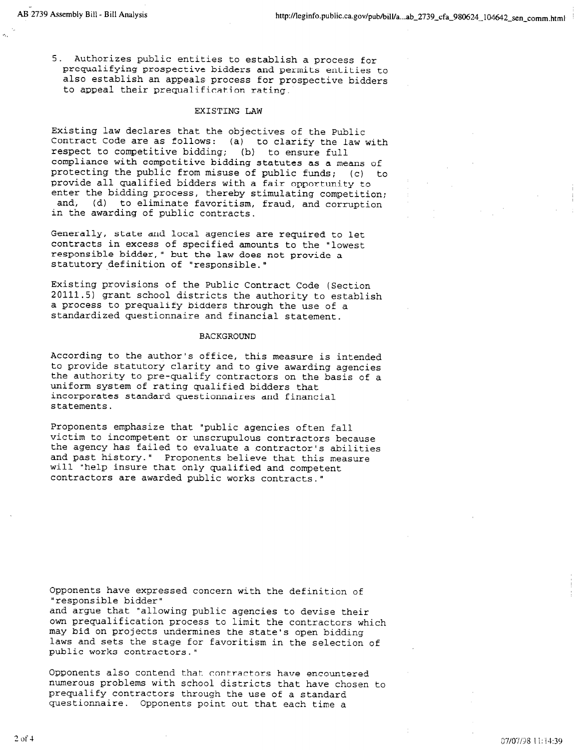5. Authorizes public entities to establish a process for prequalifying prospective bidders and permits entities to also establish an appeals process for prospective bidders to appeal their prequalification rating.

## EXISTING LAW

Existing law declares that the objectives of the Public Contract Code are as follows: (a) to clarify the law with respect to competitive bidding; (b) to ensure full compliance with competitive bidding statutes as a means of protecting the public from misuse of public funds; (c) to provide all qualified bidders with a fair opportunity to enter the bidding process, thereby stimulating competition; and, (d) to eliminate favoritism, fraud, and corruption in the awarding of public contracts.

Generally, state and local agencies are required to let contracts in excess of specified amounts to the "lowest responsible bidder," but the law does not provide a statutory definition of "responsible."

Existing provisions of the Public Contract Code (Section 20111.5) grant school districts the authority to establish a process to prequalify bidders through the use of a standardized questionnaire and financial statement.

## BACKGROUND

According to the author's office, this measure is intended to provide statutory clarity and to give awarding agencies the authority to pre-qualify contractors on the basis of a uniform system of rating qualified bidders that incorporates standard questionnaires and financial statements.

Proponents emphasize that "public agencies often fall victim to incompetent or unscrupulous contractors because the agency has failed to evaluate a contractor's abilities and past history." Proponents believe that this measure will "help insure that only qualified and competent contractors are awarded public works contracts."

Opponents have expressed concern with the definition of "responsible bidder" and argue that "allowing public agencies to devise their own prequalification process to limit the contractors which may bid on projects undermines the state's open bidding laws and sets the stage for favoritism in the selection of public works contractors."

Opponents also contend that contractors have encountered numerous problems with school districts that have chosen to prequalify contractors through the use of a standard questionnaire. Opponents point out that each time a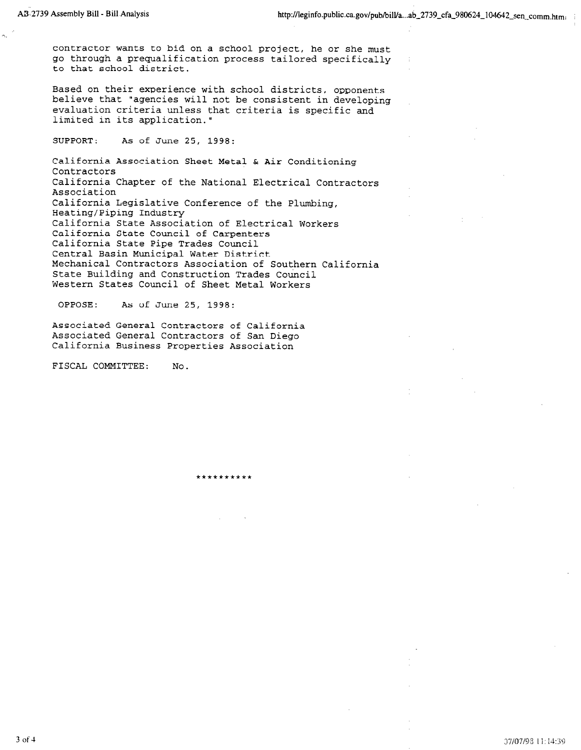contractor wants to bid on a school project, he or she must go through a prequalification process tailored specifically to that school district.

Based on their experience with school districts, opponents believe that "agencies will not be consistent in developing evaluation criteria unless that criteria is specific and limited in its application."

SUPPORT: As of June 25, 1998:

California Association Sheet Metal & Air Conditioning Contractors
California Chapter of the National Electrical Contractors Association
California Legislative Conference of the Plumbing, Heating/Piping Industry
California State Association of Electrical Workers
California State Council of Carpenters
California State Pipe Trades Council
Central Basin Municipal Water District
Mechanical Contractors Association of Southern California
State Building and Construction Trades Council
Western States Council of Sheet Metal Workers

OPPOSE: As of June 25, 1998:

Associated General Contractors of California
Associated General Contractors of San Diego
California Business Properties Association

FISCAL COMMITTEE: No.

**********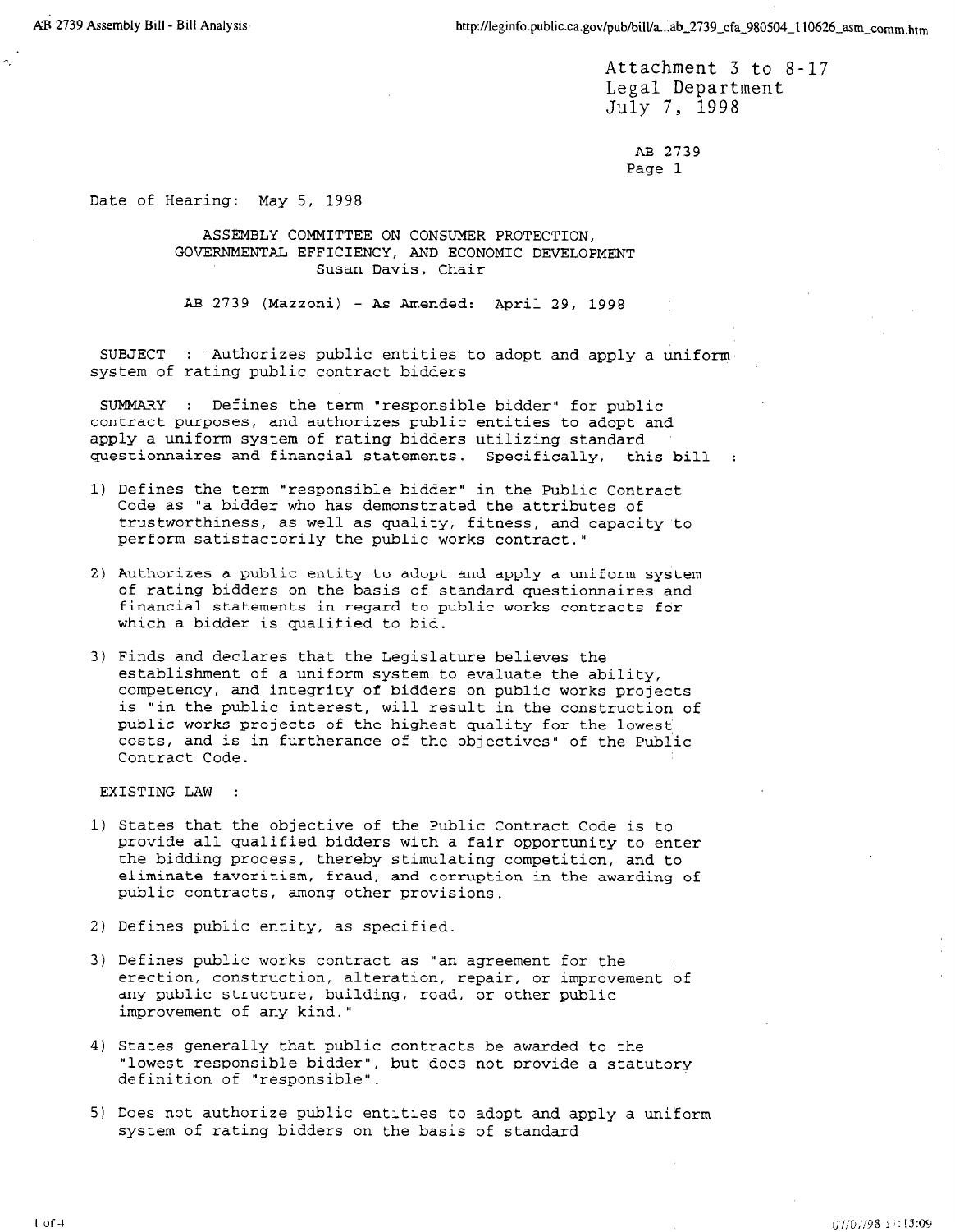Attachment 3 to 8-17
Legal Department
July 7, 1998

AB 2739
Page 1

Date of Hearing: May 5, 1998

ASSEMBLY COMMITTEE ON CONSUMER PROTECTION,
GOVERNMENTAL EFFICIENCY, AND ECONOMIC DEVELOPMENT
Susan Davis, Chair

AB 2739 (Mazzoni) - As Amended: April 29, 1998

**SUBJECT** : Authorizes public entities to adopt and apply a uniform system of rating public contract bidders

**SUMMARY** : Defines the term "responsible bidder" for public contract purposes, and authorizes public entities to adopt and apply a uniform system of rating bidders utilizing standard questionnaires and financial statements. Specifically, this bill :

1) Defines the term "responsible bidder" in the Public Contract Code as "a bidder who has demonstrated the attributes of trustworthiness, as well as quality, fitness, and capacity to perform satisfactorily the public works contract."

2) Authorizes a public entity to adopt and apply a uniform system of rating bidders on the basis of standard questionnaires and financial statements in regard to public works contracts for which a bidder is qualified to bid.

3) Finds and declares that the Legislature believes the establishment of a uniform system to evaluate the ability, competency, and integrity of bidders on public works projects is "in the public interest, will result in the construction of public works projects of the highest quality for the lowest costs, and is in furtherance of the objectives" of the Public Contract Code.

**EXISTING LAW** :

1) States that the objective of the Public Contract Code is to provide all qualified bidders with a fair opportunity to enter the bidding process, thereby stimulating competition, and to eliminate favoritism, fraud, and corruption in the awarding of public contracts, among other provisions.

2) Defines public entity, as specified.

3) Defines public works contract as "an agreement for the erection, construction, alteration, repair, or improvement of any public structure, building, road, or other public improvement of any kind."

4) States generally that public contracts be awarded to the "lowest responsible bidder", but does not provide a statutory definition of "responsible".

5) Does not authorize public entities to adopt and apply a uniform system of rating bidders on the basis of standard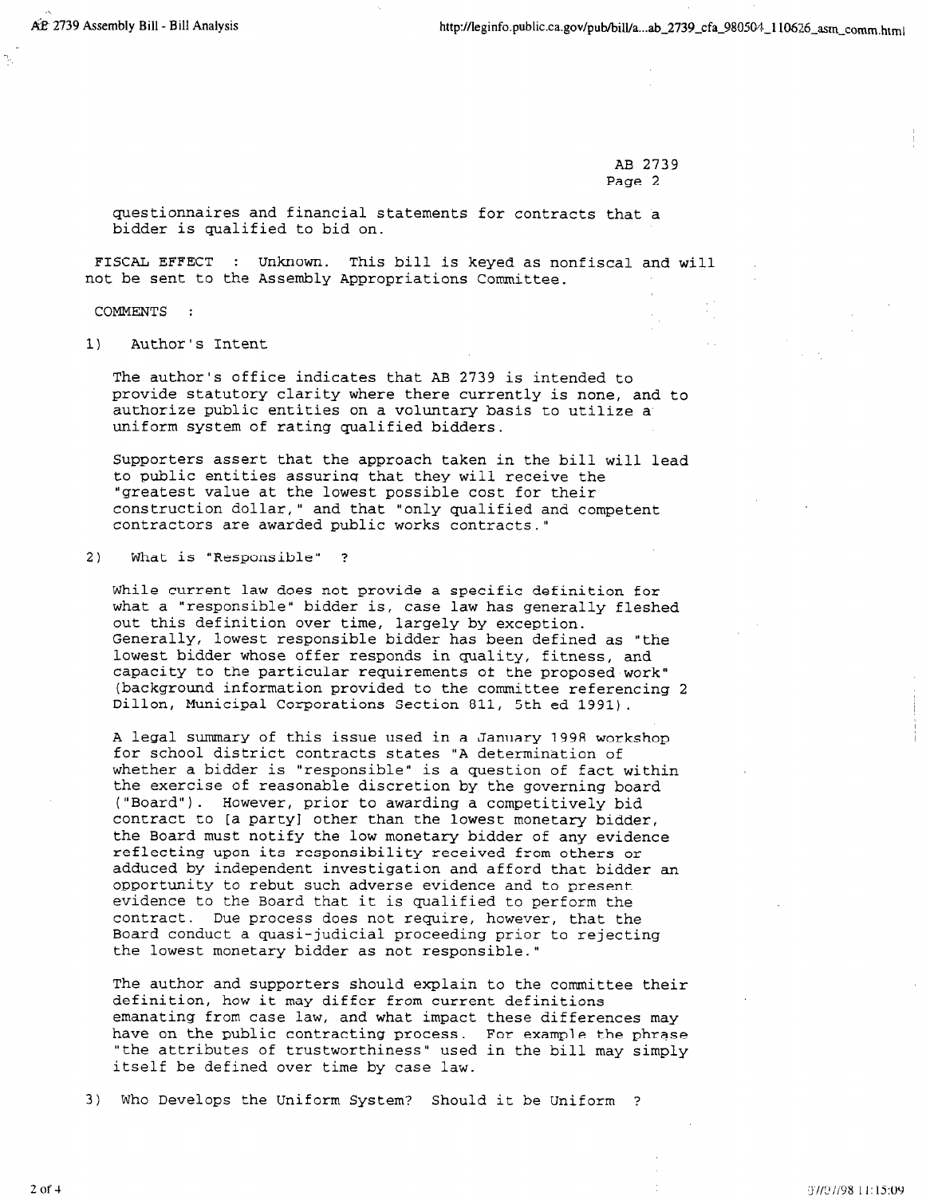questionnaires and financial statements for contracts that a bidder is qualified to bid on.

**FISCAL EFFECT** : Unknown. This bill is keyed as nonfiscal and will not be sent to the Assembly Appropriations Committee.

**COMMENTS** :

1) Author's Intent

The author's office indicates that AB 2739 is intended to provide statutory clarity where there currently is none, and to authorize public entities on a voluntary basis to utilize a uniform system of rating qualified bidders.

Supporters assert that the approach taken in the bill will lead to public entities assuring that they will receive the "greatest value at the lowest possible cost for their construction dollar," and that "only qualified and competent contractors are awarded public works contracts."

2) What is "Responsible" ?

While current law does not provide a specific definition for what a "responsible" bidder is, case law has generally fleshed out this definition over time, largely by exception. Generally, lowest responsible bidder has been defined as "the lowest bidder whose offer responds in quality, fitness, and capacity to the particular requirements of the proposed work" (background information provided to the committee referencing 2 Dillon, Municipal Corporations Section 811, 5th ed 1991).

A legal summary of this issue used in a January 1998 workshop for school district contracts states "A determination of whether a bidder is "responsible" is a question of fact within the exercise of reasonable discretion by the governing board ("Board"). However, prior to awarding a competitively bid contract to [a party] other than the lowest monetary bidder, the Board must notify the low monetary bidder of any evidence reflecting upon its responsibility received from others or adduced by independent investigation and afford that bidder an opportunity to rebut such adverse evidence and to present evidence to the Board that it is qualified to perform the contract. Due process does not require, however, that the Board conduct a quasi-judicial proceeding prior to rejecting the lowest monetary bidder as not responsible."

The author and supporters should explain to the committee their definition, how it may differ from current definitions emanating from case law, and what impact these differences may have on the public contracting process. For example the phrase "the attributes of trustworthiness" used in the bill may simply itself be defined over time by case law.

3) Who Develops the Uniform System? Should it be Uniform ?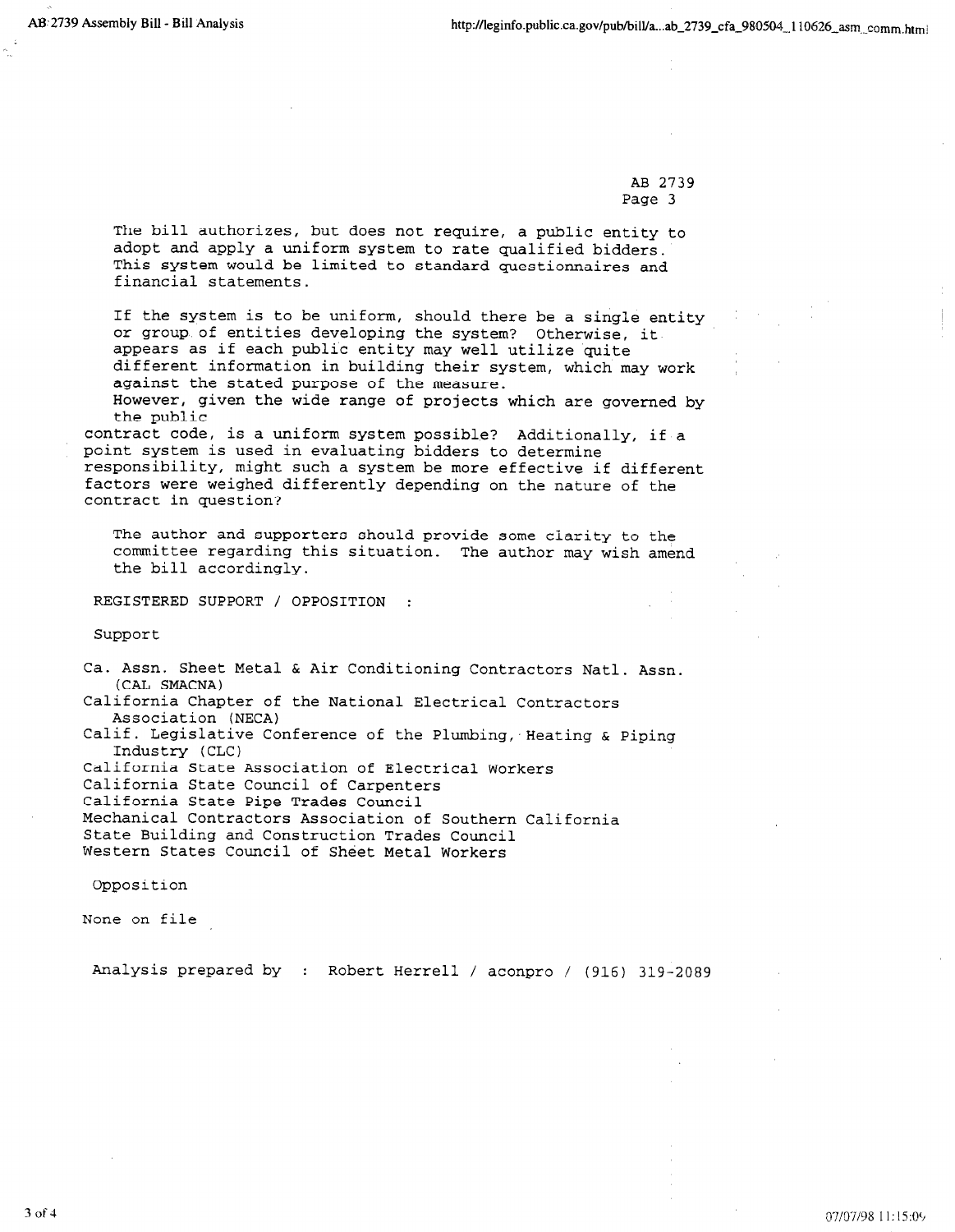The bill authorizes, but does not require, a public entity to adopt and apply a uniform system to rate qualified bidders. This system would be limited to standard questionnaires and financial statements.

If the system is to be uniform, should there be a single entity or group of entities developing the system? Otherwise, it appears as if each public entity may well utilize quite different information in building their system, which may work against the stated purpose of the measure.
However, given the wide range of projects which are governed by the public contract code, is a uniform system possible? Additionally, if a point system is used in evaluating bidders to determine responsibility, might such a system be more effective if different factors were weighed differently depending on the nature of the contract in question?

The author and supporters should provide some clarity to the committee regarding this situation. The author may wish amend the bill accordingly.

REGISTERED SUPPORT / OPPOSITION :

Support

Ca. Assn. Sheet Metal & Air Conditioning Contractors Natl. Assn. (CAL SMACNA)
California Chapter of the National Electrical Contractors Association (NECA)
Calif. Legislative Conference of the Plumbing, Heating & Piping Industry (CLC)
California State Association of Electrical Workers
California State Council of Carpenters
California State Pipe Trades Council
Mechanical Contractors Association of Southern California
State Building and Construction Trades Council
Western States Council of Sheet Metal Workers

Opposition

None on file

Analysis prepared by : Robert Herrell / aconpro / (916) 319-2089